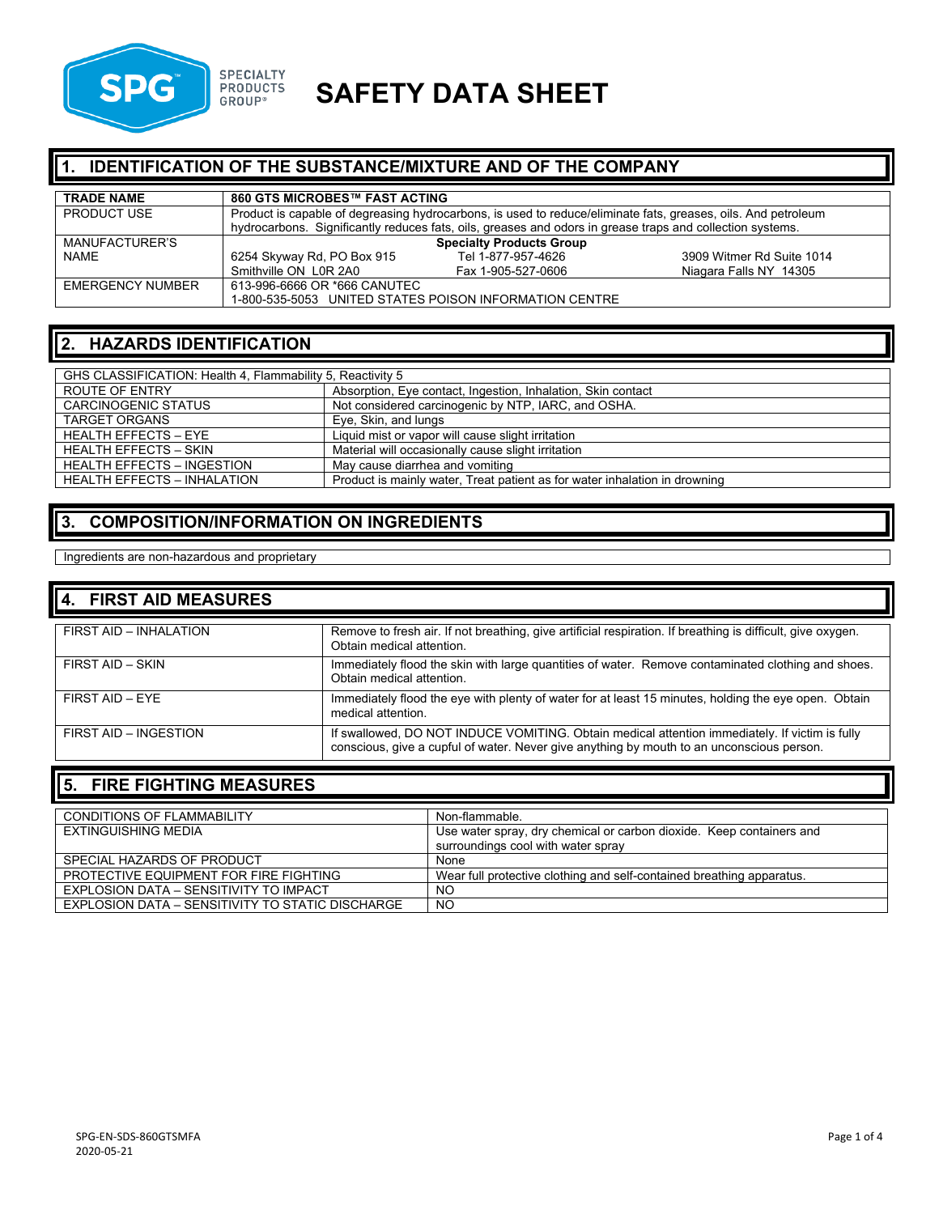SPECIALTY PRODUCTS GROUP®

# SAFETY DATA SHEET

## 1. IDENTIFICATION OF THE SUBSTANCE/MIXTURE AND OF THE COMPANY

| **TRADE NAME** | **860 GTS MICROBES™ FAST ACTING** | | |
|---|---|---|---|
| PRODUCT USE | Product is capable of degreasing hydrocarbons, is used to reduce/eliminate fats, greases, oils. And petroleum hydrocarbons. Significantly reduces fats, oils, greases and odors in grease traps and collection systems. | | |
| MANUFACTURER'S NAME | **Specialty Products Group**<br>6254 Skyway Rd, PO Box 915<br>Smithville ON L0R 2A0 | Tel 1-877-957-4626<br>Fax 1-905-527-0606 | 3909 Witmer Rd Suite 1014<br>Niagara Falls NY 14305 |
| EMERGENCY NUMBER | 613-996-6666 OR *666 CANUTEC<br>1-800-535-5053 UNITED STATES POISON INFORMATION CENTRE | | |

## 2. HAZARDS IDENTIFICATION

| GHS CLASSIFICATION: Health 4, Flammability 5, Reactivity 5 | |
|---|---|
| ROUTE OF ENTRY | Absorption, Eye contact, Ingestion, Inhalation, Skin contact |
| CARCINOGENIC STATUS | Not considered carcinogenic by NTP, IARC, and OSHA. |
| TARGET ORGANS | Eye, Skin, and lungs |
| HEALTH EFFECTS – EYE | Liquid mist or vapor will cause slight irritation |
| HEALTH EFFECTS – SKIN | Material will occasionally cause slight irritation |
| HEALTH EFFECTS – INGESTION | May cause diarrhea and vomiting |
| HEALTH EFFECTS – INHALATION | Product is mainly water, Treat patient as for water inhalation in drowning |

## 3. COMPOSITION/INFORMATION ON INGREDIENTS

Ingredients are non-hazardous and proprietary

## 4. FIRST AID MEASURES

| FIRST AID – INHALATION | Remove to fresh air. If not breathing, give artificial respiration. If breathing is difficult, give oxygen. Obtain medical attention. |
|---|---|
| FIRST AID – SKIN | Immediately flood the skin with large quantities of water. Remove contaminated clothing and shoes. Obtain medical attention. |
| FIRST AID – EYE | Immediately flood the eye with plenty of water for at least 15 minutes, holding the eye open. Obtain medical attention. |
| FIRST AID – INGESTION | If swallowed, DO NOT INDUCE VOMITING. Obtain medical attention immediately. If victim is fully conscious, give a cupful of water. Never give anything by mouth to an unconscious person. |

## 5. FIRE FIGHTING MEASURES

| CONDITIONS OF FLAMMABILITY | Non-flammable. |
|---|---|
| EXTINGUISHING MEDIA | Use water spray, dry chemical or carbon dioxide. Keep containers and surroundings cool with water spray |
| SPECIAL HAZARDS OF PRODUCT | None |
| PROTECTIVE EQUIPMENT FOR FIRE FIGHTING | Wear full protective clothing and self-contained breathing apparatus. |
| EXPLOSION DATA – SENSITIVITY TO IMPACT | NO |
| EXPLOSION DATA – SENSITIVITY TO STATIC DISCHARGE | NO |

SPG-EN-SDS-860GTSMFA
2020-05-21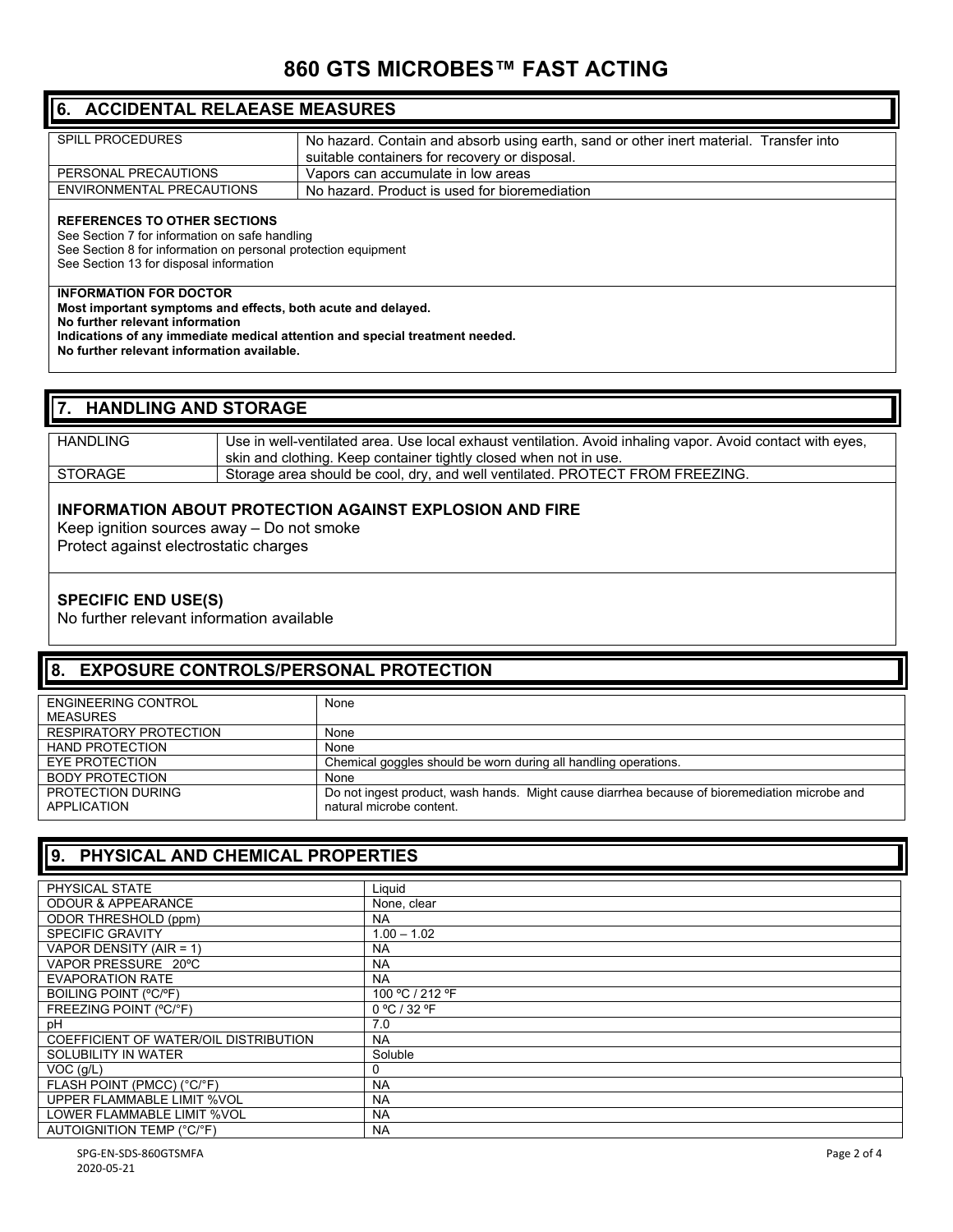# 860 GTS MICROBES™ FAST ACTING

## 6. ACCIDENTAL RELAEASE MEASURES

| | |
|---|---|
| SPILL PROCEDURES | No hazard. Contain and absorb using earth, sand or other inert material. Transfer into suitable containers for recovery or disposal. |
| PERSONAL PRECAUTIONS | Vapors can accumulate in low areas |
| ENVIRONMENTAL PRECAUTIONS | No hazard. Product is used for bioremediation |

**REFERENCES TO OTHER SECTIONS**
See Section 7 for information on safe handling
See Section 8 for information on personal protection equipment
See Section 13 for disposal information

**INFORMATION FOR DOCTOR**
**Most important symptoms and effects, both acute and delayed.**
**No further relevant information**
**Indications of any immediate medical attention and special treatment needed.**
**No further relevant information available.**

## 7. HANDLING AND STORAGE

| | |
|---|---|
| HANDLING | Use in well-ventilated area. Use local exhaust ventilation. Avoid inhaling vapor. Avoid contact with eyes, skin and clothing. Keep container tightly closed when not in use. |
| STORAGE | Storage area should be cool, dry, and well ventilated. PROTECT FROM FREEZING. |

**INFORMATION ABOUT PROTECTION AGAINST EXPLOSION AND FIRE**
Keep ignition sources away – Do not smoke
Protect against electrostatic charges

**SPECIFIC END USE(S)**
No further relevant information available

## 8. EXPOSURE CONTROLS/PERSONAL PROTECTION

| | |
|---|---|
| ENGINEERING CONTROL MEASURES | None |
| RESPIRATORY PROTECTION | None |
| HAND PROTECTION | None |
| EYE PROTECTION | Chemical goggles should be worn during all handling operations. |
| BODY PROTECTION | None |
| PROTECTION DURING APPLICATION | Do not ingest product, wash hands. Might cause diarrhea because of bioremediation microbe and natural microbe content. |

## 9. PHYSICAL AND CHEMICAL PROPERTIES

| | |
|---|---|
| PHYSICAL STATE | Liquid |
| ODOUR & APPEARANCE | None, clear |
| ODOR THRESHOLD (ppm) | NA |
| SPECIFIC GRAVITY | 1.00 – 1.02 |
| VAPOR DENSITY (AIR = 1) | NA |
| VAPOR PRESSURE 20ºC | NA |
| EVAPORATION RATE | NA |
| BOILING POINT (ºC/ºF) | 100 ºC / 212 ºF |
| FREEZING POINT (ºC/ºF) | 0 ºC / 32 ºF |
| pH | 7.0 |
| COEFFICIENT OF WATER/OIL DISTRIBUTION | NA |
| SOLUBILITY IN WATER | Soluble |
| VOC (g/L) | 0 |
| FLASH POINT (PMCC) (°C/°F) | NA |
| UPPER FLAMMABLE LIMIT %VOL | NA |
| LOWER FLAMMABLE LIMIT %VOL | NA |
| AUTOIGNITION TEMP (°C/°F) | NA |

SPG-EN-SDS-860GTSMFA
2020-05-21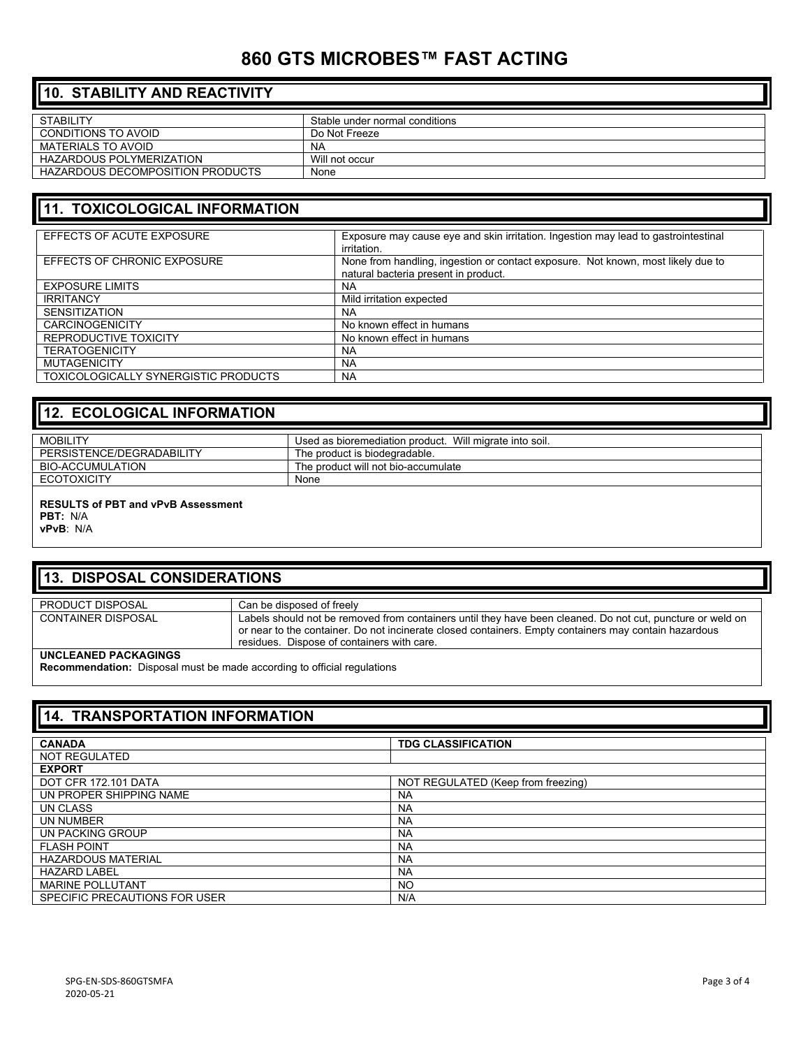# 860 GTS MICROBES™ FAST ACTING

## 10. STABILITY AND REACTIVITY

| | |
|---|---|
| STABILITY | Stable under normal conditions |
| CONDITIONS TO AVOID | Do Not Freeze |
| MATERIALS TO AVOID | NA |
| HAZARDOUS POLYMERIZATION | Will not occur |
| HAZARDOUS DECOMPOSITION PRODUCTS | None |

## 11. TOXICOLOGICAL INFORMATION

| | |
|---|---|
| EFFECTS OF ACUTE EXPOSURE | Exposure may cause eye and skin irritation. Ingestion may lead to gastrointestinal irritation. |
| EFFECTS OF CHRONIC EXPOSURE | None from handling, ingestion or contact exposure. Not known, most likely due to natural bacteria present in product. |
| EXPOSURE LIMITS | NA |
| IRRITANCY | Mild irritation expected |
| SENSITIZATION | NA |
| CARCINOGENICITY | No known effect in humans |
| REPRODUCTIVE TOXICITY | No known effect in humans |
| TERATOGENICITY | NA |
| MUTAGENICITY | NA |
| TOXICOLOGICALLY SYNERGISTIC PRODUCTS | NA |

## 12. ECOLOGICAL INFORMATION

| | |
|---|---|
| MOBILITY | Used as bioremediation product. Will migrate into soil. |
| PERSISTENCE/DEGRADABILITY | The product is biodegradable. |
| BIO-ACCUMULATION | The product will not bio-accumulate |
| ECOTOXICITY | None |

**RESULTS of PBT and vPvB Assessment**
**PBT:** N/A
**vPvB**: N/A

## 13. DISPOSAL CONSIDERATIONS

| | |
|---|---|
| PRODUCT DISPOSAL | Can be disposed of freely |
| CONTAINER DISPOSAL | Labels should not be removed from containers until they have been cleaned. Do not cut, puncture or weld on or near to the container. Do not incinerate closed containers. Empty containers may contain hazardous residues. Dispose of containers with care. |

**UNCLEANED PACKAGINGS**
**Recommendation:** Disposal must be made according to official regulations

## 14. TRANSPORTATION INFORMATION

| **CANADA** | **TDG CLASSIFICATION** |
|---|---|
| NOT REGULATED | |
| **EXPORT** | |
| DOT CFR 172.101 DATA | NOT REGULATED (Keep from freezing) |
| UN PROPER SHIPPING NAME | NA |
| UN CLASS | NA |
| UN NUMBER | NA |
| UN PACKING GROUP | NA |
| FLASH POINT | NA |
| HAZARDOUS MATERIAL | NA |
| HAZARD LABEL | NA |
| MARINE POLLUTANT | NO |
| SPECIFIC PRECAUTIONS FOR USER | N/A |

SPG-EN-SDS-860GTSMFA
2020-05-21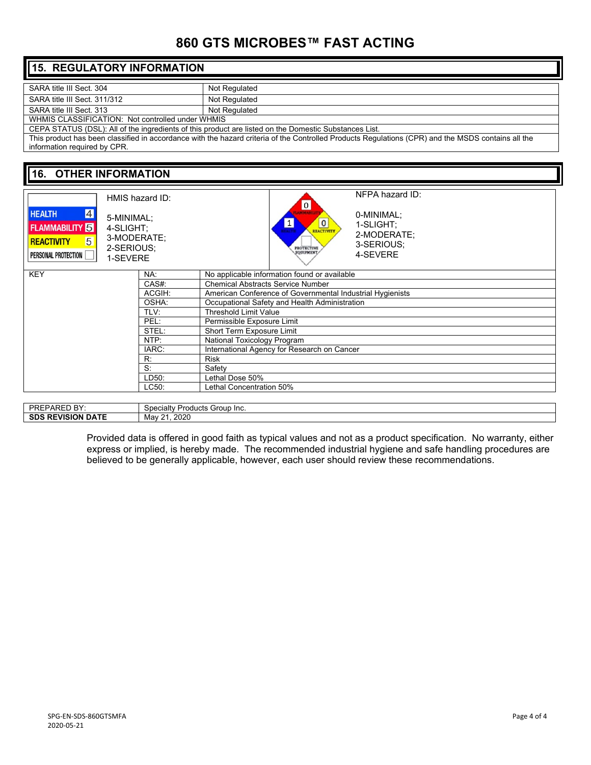# 860 GTS MICROBES™ FAST ACTING

## 15. REGULATORY INFORMATION

| | |
|---|---|
| SARA title III Sect. 304 | Not Regulated |
| SARA title III Sect. 311/312 | Not Regulated |
| SARA title III Sect. 313 | Not Regulated |

WHMIS CLASSIFICATION: Not controlled under WHMIS

CEPA STATUS (DSL): All of the ingredients of this product are listed on the Domestic Substances List.

This product has been classified in accordance with the hazard criteria of the Controlled Products Regulations (CPR) and the MSDS contains all the information required by CPR.

## 16. OTHER INFORMATION

HMIS hazard ID:

HEALTH 4
FLAMMABILITY 5
REACTIVITY 5
PERSONAL PROTECTION

5-MINIMAL;
4-SLIGHT;
3-MODERATE;
2-SERIOUS;
1-SEVERE

NFPA hazard ID:

FLAMMABILITY 0
HEALTH 1
REACTIVITY 0
PROTECTIVE EQUIPMENT

0-MINIMAL;
1-SLIGHT;
2-MODERATE;
3-SERIOUS;
4-SEVERE

| | | |
|---|---|---|
| KEY | NA: | No applicable information found or available |
| | CAS#: | Chemical Abstracts Service Number |
| | ACGIH: | American Conference of Governmental Industrial Hygienists |
| | OSHA: | Occupational Safety and Health Administration |
| | TLV: | Threshold Limit Value |
| | PEL: | Permissible Exposure Limit |
| | STEL: | Short Term Exposure Limit |
| | NTP: | National Toxicology Program |
| | IARC: | International Agency for Research on Cancer |
| | R: | Risk |
| | S: | Safety |
| | LD50: | Lethal Dose 50% |
| | LC50: | Lethal Concentration 50% |

| | |
|---|---|
| PREPARED BY: | Specialty Products Group Inc. |
| **SDS REVISION DATE** | May 21, 2020 |

Provided data is offered in good faith as typical values and not as a product specification. No warranty, either express or implied, is hereby made. The recommended industrial hygiene and safe handling procedures are believed to be generally applicable, however, each user should review these recommendations.

SPG-EN-SDS-860GTSMFA
2020-05-21